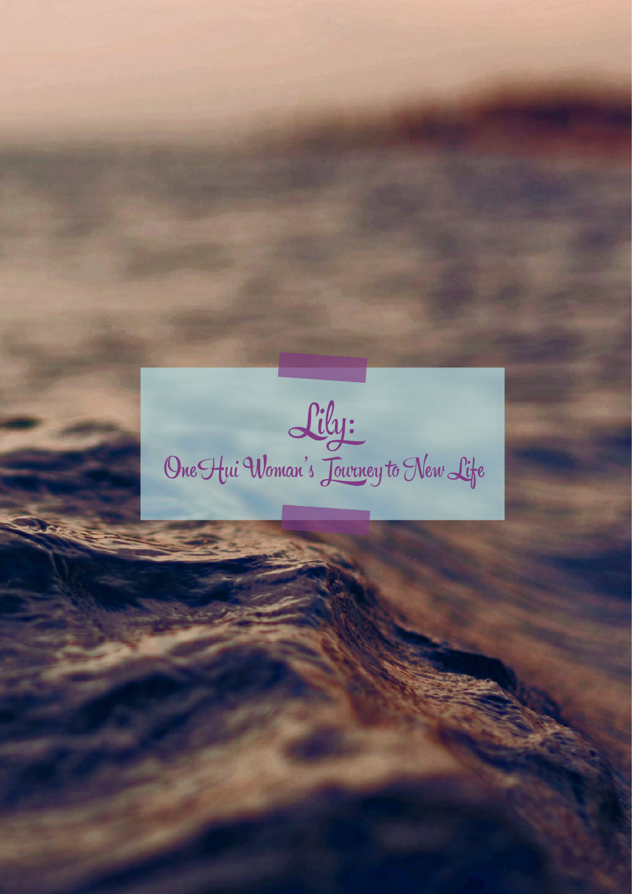# Lily:

## One Hui Woman's Journey to New Life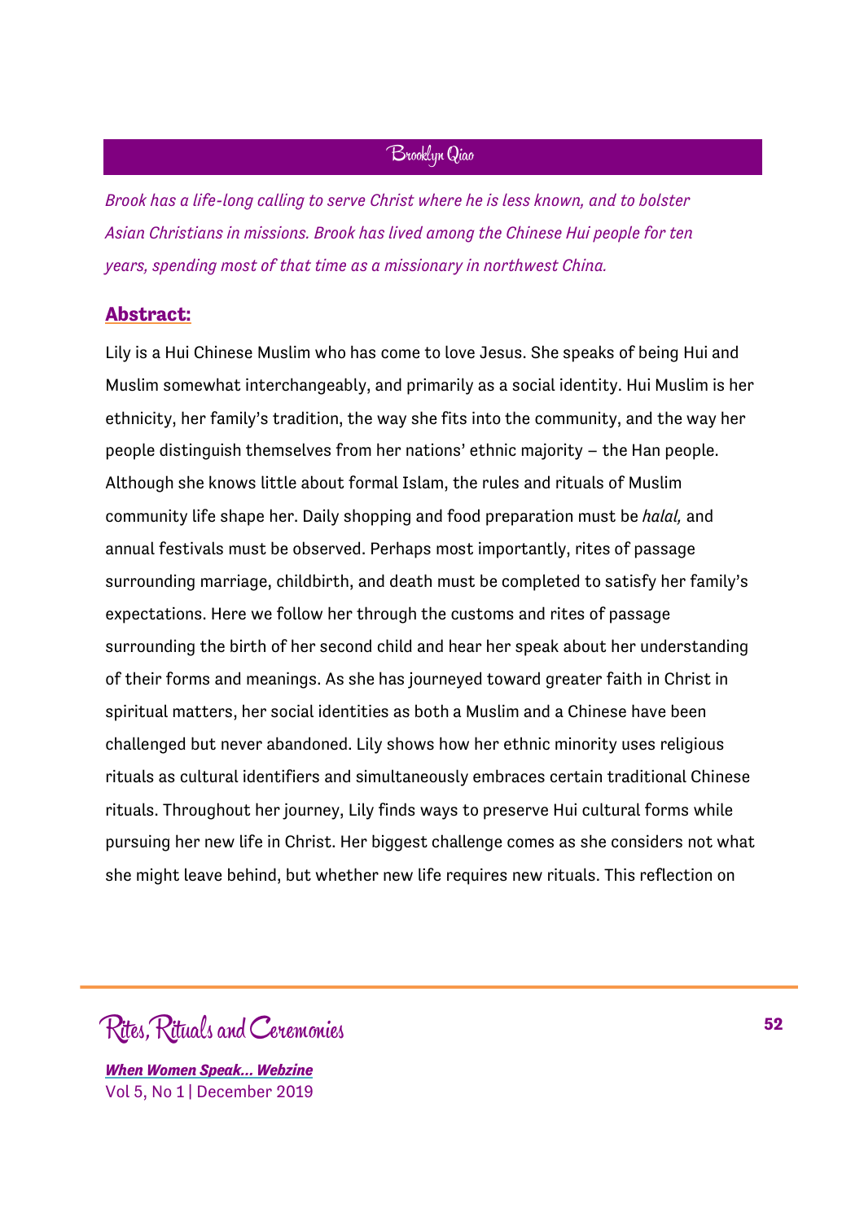## Brooklyn Qiao

*Brook has a life-long calling to serve Christ where he is less known, and to bolster Asian Christians in missions. Brook has lived among the Chinese Hui people for ten years, spending most of that time as a missionary in northwest China.*

### Abstract:

Lily is a Hui Chinese Muslim who has come to love Jesus. She speaks of being Hui and Muslim somewhat interchangeably, and primarily as a social identity. Hui Muslim is her ethnicity, her family's tradition, the way she fits into the community, and the way her people distinguish themselves from her nations' ethnic majority – the Han people. Although she knows little about formal Islam, the rules and rituals of Muslim community life shape her. Daily shopping and food preparation must be *halal,* and annual festivals must be observed. Perhaps most importantly, rites of passage surrounding marriage, childbirth, and death must be completed to satisfy her family's expectations. Here we follow her through the customs and rites of passage surrounding the birth of her second child and hear her speak about her understanding of their forms and meanings. As she has journeyed toward greater faith in Christ in spiritual matters, her social identities as both a Muslim and a Chinese have been challenged but never abandoned. Lily shows how her ethnic minority uses religious rituals as cultural identifiers and simultaneously embraces certain traditional Chinese rituals. Throughout her journey, Lily finds ways to preserve Hui cultural forms while pursuing her new life in Christ. Her biggest challenge comes as she considers not what she might leave behind, but whether new life requires new rituals. This reflection on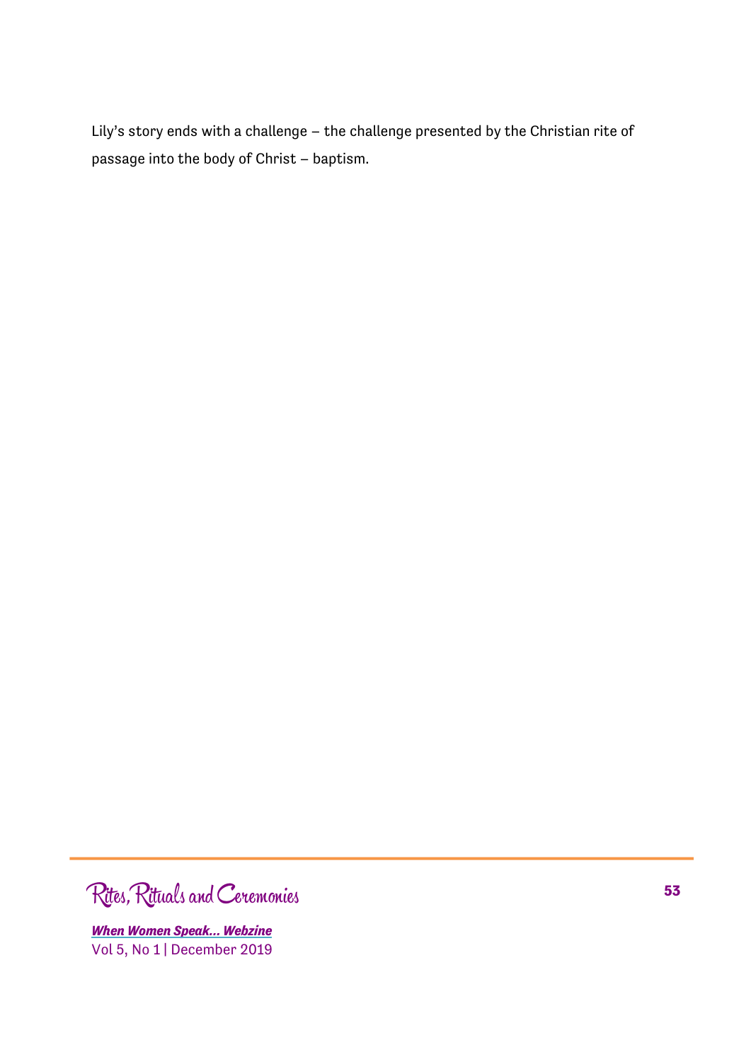Lily's story ends with a challenge – the challenge presented by the Christian rite of passage into the body of Christ – baptism.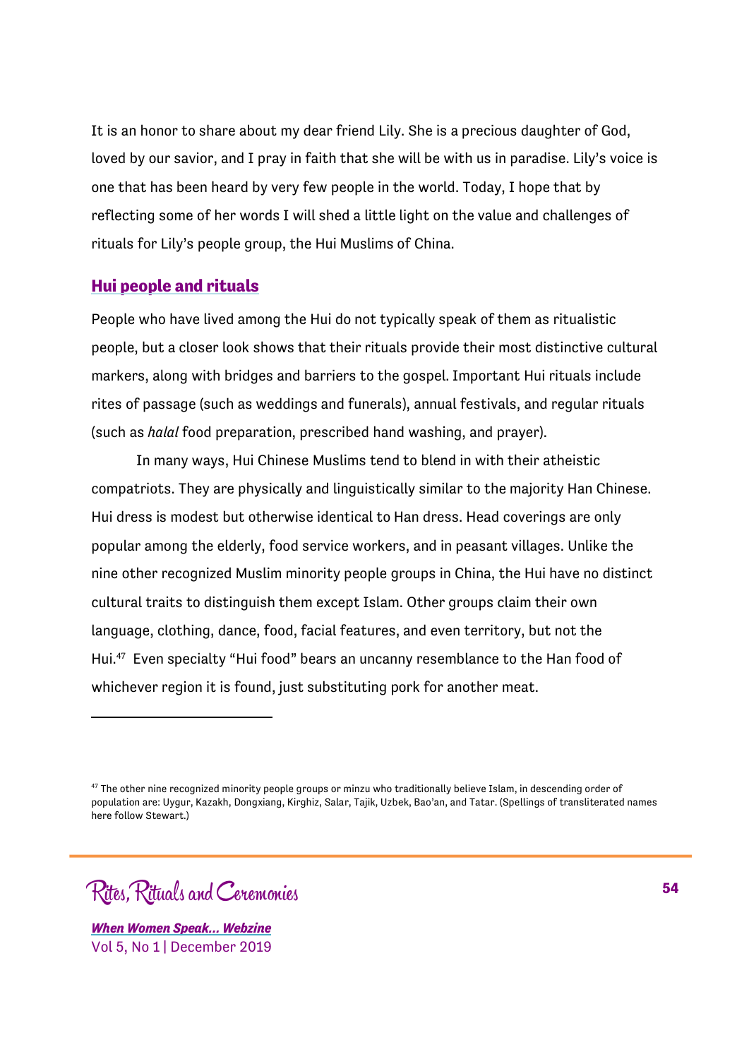It is an honor to share about my dear friend Lily. She is a precious daughter of God, loved by our savior, and I pray in faith that she will be with us in paradise. Lily's voice is one that has been heard by very few people in the world. Today, I hope that by reflecting some of her words I will shed a little light on the value and challenges of rituals for Lily's people group, the Hui Muslims of China.

## Hui people and rituals

People who have lived among the Hui do not typically speak of them as ritualistic people, but a closer look shows that their rituals provide their most distinctive cultural markers, along with bridges and barriers to the gospel. Important Hui rituals include rites of passage (such as weddings and funerals), annual festivals, and regular rituals (such as *halal* food preparation, prescribed hand washing, and prayer).

In many ways, Hui Chinese Muslims tend to blend in with their atheistic compatriots. They are physically and linguistically similar to the majority Han Chinese. Hui dress is modest but otherwise identical to Han dress. Head coverings are only popular among the elderly, food service workers, and in peasant villages. Unlike the nine other recognized Muslim minority people groups in China, the Hui have no distinct cultural traits to distinguish them except Islam. Other groups claim their own language, clothing, dance, food, facial features, and even territory, but not the Hui.[47] Even specialty "Hui food" bears an uncanny resemblance to the Han food of whichever region it is found, just substituting pork for another meat.

---

[47] The other nine recognized minority people groups or minzu who traditionally believe Islam, in descending order of population are: Uygur, Kazakh, Dongxiang, Kirghiz, Salar, Tajik, Uzbek, Bao'an, and Tatar. (Spellings of transliterated names here follow Stewart.)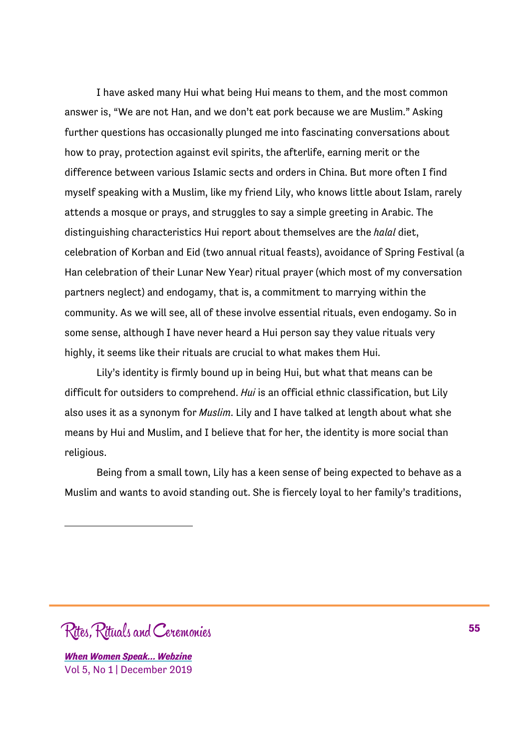I have asked many Hui what being Hui means to them, and the most common answer is, "We are not Han, and we don't eat pork because we are Muslim." Asking further questions has occasionally plunged me into fascinating conversations about how to pray, protection against evil spirits, the afterlife, earning merit or the difference between various Islamic sects and orders in China. But more often I find myself speaking with a Muslim, like my friend Lily, who knows little about Islam, rarely attends a mosque or prays, and struggles to say a simple greeting in Arabic. The distinguishing characteristics Hui report about themselves are the *halal* diet, celebration of Korban and Eid (two annual ritual feasts), avoidance of Spring Festival (a Han celebration of their Lunar New Year) ritual prayer (which most of my conversation partners neglect) and endogamy, that is, a commitment to marrying within the community. As we will see, all of these involve essential rituals, even endogamy. So in some sense, although I have never heard a Hui person say they value rituals very highly, it seems like their rituals are crucial to what makes them Hui.

Lily's identity is firmly bound up in being Hui, but what that means can be difficult for outsiders to comprehend. *Hui* is an official ethnic classification, but Lily also uses it as a synonym for *Muslim*. Lily and I have talked at length about what she means by Hui and Muslim, and I believe that for her, the identity is more social than religious.

Being from a small town, Lily has a keen sense of being expected to behave as a Muslim and wants to avoid standing out. She is fiercely loyal to her family's traditions,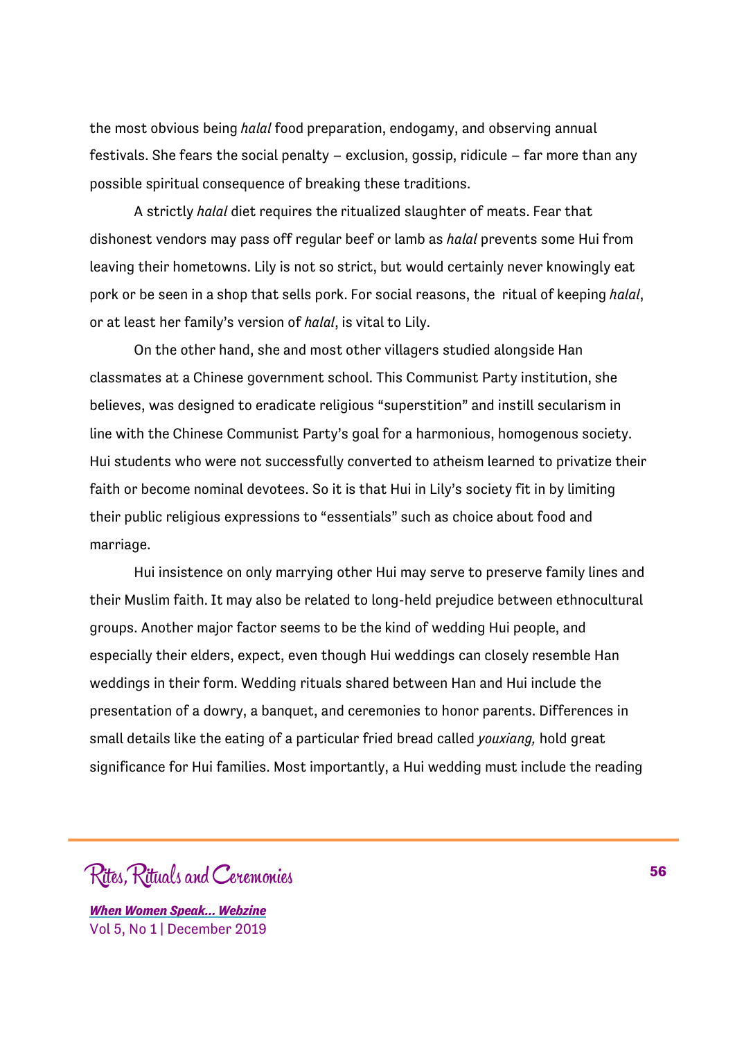the most obvious being *halal* food preparation, endogamy, and observing annual festivals. She fears the social penalty – exclusion, gossip, ridicule – far more than any possible spiritual consequence of breaking these traditions.

A strictly *halal* diet requires the ritualized slaughter of meats. Fear that dishonest vendors may pass off regular beef or lamb as *halal* prevents some Hui from leaving their hometowns. Lily is not so strict, but would certainly never knowingly eat pork or be seen in a shop that sells pork. For social reasons, the ritual of keeping *halal*, or at least her family's version of *halal*, is vital to Lily.

On the other hand, she and most other villagers studied alongside Han classmates at a Chinese government school. This Communist Party institution, she believes, was designed to eradicate religious "superstition" and instill secularism in line with the Chinese Communist Party's goal for a harmonious, homogenous society. Hui students who were not successfully converted to atheism learned to privatize their faith or become nominal devotees. So it is that Hui in Lily's society fit in by limiting their public religious expressions to "essentials" such as choice about food and marriage.

Hui insistence on only marrying other Hui may serve to preserve family lines and their Muslim faith. It may also be related to long-held prejudice between ethnocultural groups. Another major factor seems to be the kind of wedding Hui people, and especially their elders, expect, even though Hui weddings can closely resemble Han weddings in their form. Wedding rituals shared between Han and Hui include the presentation of a dowry, a banquet, and ceremonies to honor parents. Differences in small details like the eating of a particular fried bread called *youxiang,* hold great significance for Hui families. Most importantly, a Hui wedding must include the reading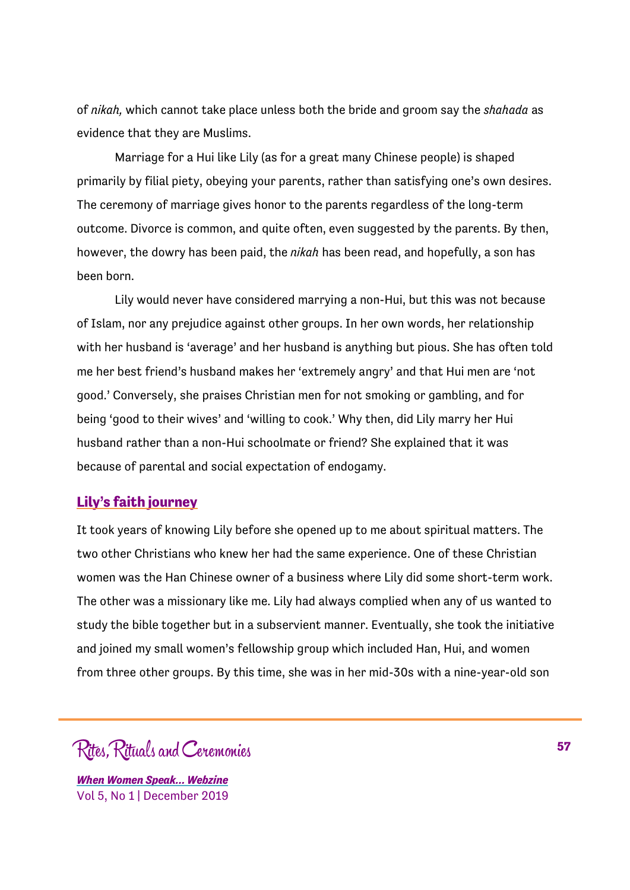of *nikah,* which cannot take place unless both the bride and groom say the *shahada* as evidence that they are Muslims.

Marriage for a Hui like Lily (as for a great many Chinese people) is shaped primarily by filial piety, obeying your parents, rather than satisfying one's own desires. The ceremony of marriage gives honor to the parents regardless of the long-term outcome. Divorce is common, and quite often, even suggested by the parents. By then, however, the dowry has been paid, the *nikah* has been read, and hopefully, a son has been born.

Lily would never have considered marrying a non-Hui, but this was not because of Islam, nor any prejudice against other groups. In her own words, her relationship with her husband is 'average' and her husband is anything but pious. She has often told me her best friend's husband makes her 'extremely angry' and that Hui men are 'not good.' Conversely, she praises Christian men for not smoking or gambling, and for being 'good to their wives' and 'willing to cook.' Why then, did Lily marry her Hui husband rather than a non-Hui schoolmate or friend? She explained that it was because of parental and social expectation of endogamy.

## Lily's faith journey

It took years of knowing Lily before she opened up to me about spiritual matters. The two other Christians who knew her had the same experience. One of these Christian women was the Han Chinese owner of a business where Lily did some short-term work. The other was a missionary like me. Lily had always complied when any of us wanted to study the bible together but in a subservient manner. Eventually, she took the initiative and joined my small women's fellowship group which included Han, Hui, and women from three other groups. By this time, she was in her mid-30s with a nine-year-old son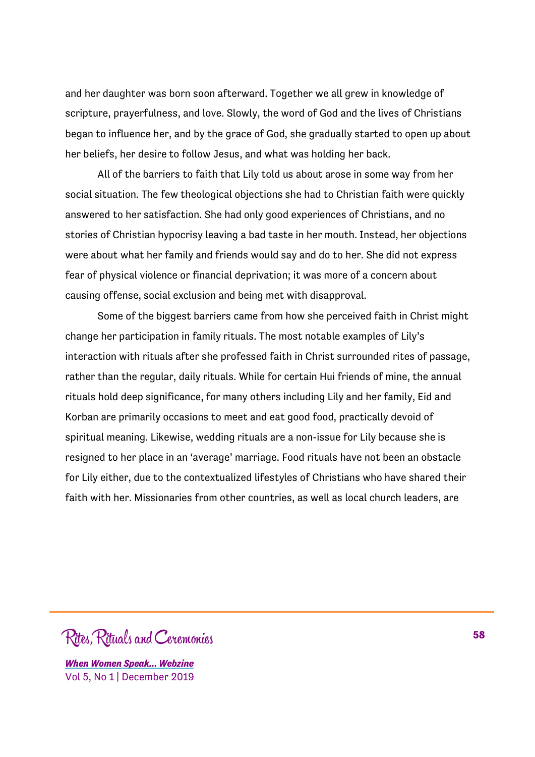and her daughter was born soon afterward. Together we all grew in knowledge of scripture, prayerfulness, and love. Slowly, the word of God and the lives of Christians began to influence her, and by the grace of God, she gradually started to open up about her beliefs, her desire to follow Jesus, and what was holding her back.

All of the barriers to faith that Lily told us about arose in some way from her social situation. The few theological objections she had to Christian faith were quickly answered to her satisfaction. She had only good experiences of Christians, and no stories of Christian hypocrisy leaving a bad taste in her mouth. Instead, her objections were about what her family and friends would say and do to her. She did not express fear of physical violence or financial deprivation; it was more of a concern about causing offense, social exclusion and being met with disapproval.

Some of the biggest barriers came from how she perceived faith in Christ might change her participation in family rituals. The most notable examples of Lily's interaction with rituals after she professed faith in Christ surrounded rites of passage, rather than the regular, daily rituals. While for certain Hui friends of mine, the annual rituals hold deep significance, for many others including Lily and her family, Eid and Korban are primarily occasions to meet and eat good food, practically devoid of spiritual meaning. Likewise, wedding rituals are a non-issue for Lily because she is resigned to her place in an 'average' marriage. Food rituals have not been an obstacle for Lily either, due to the contextualized lifestyles of Christians who have shared their faith with her. Missionaries from other countries, as well as local church leaders, are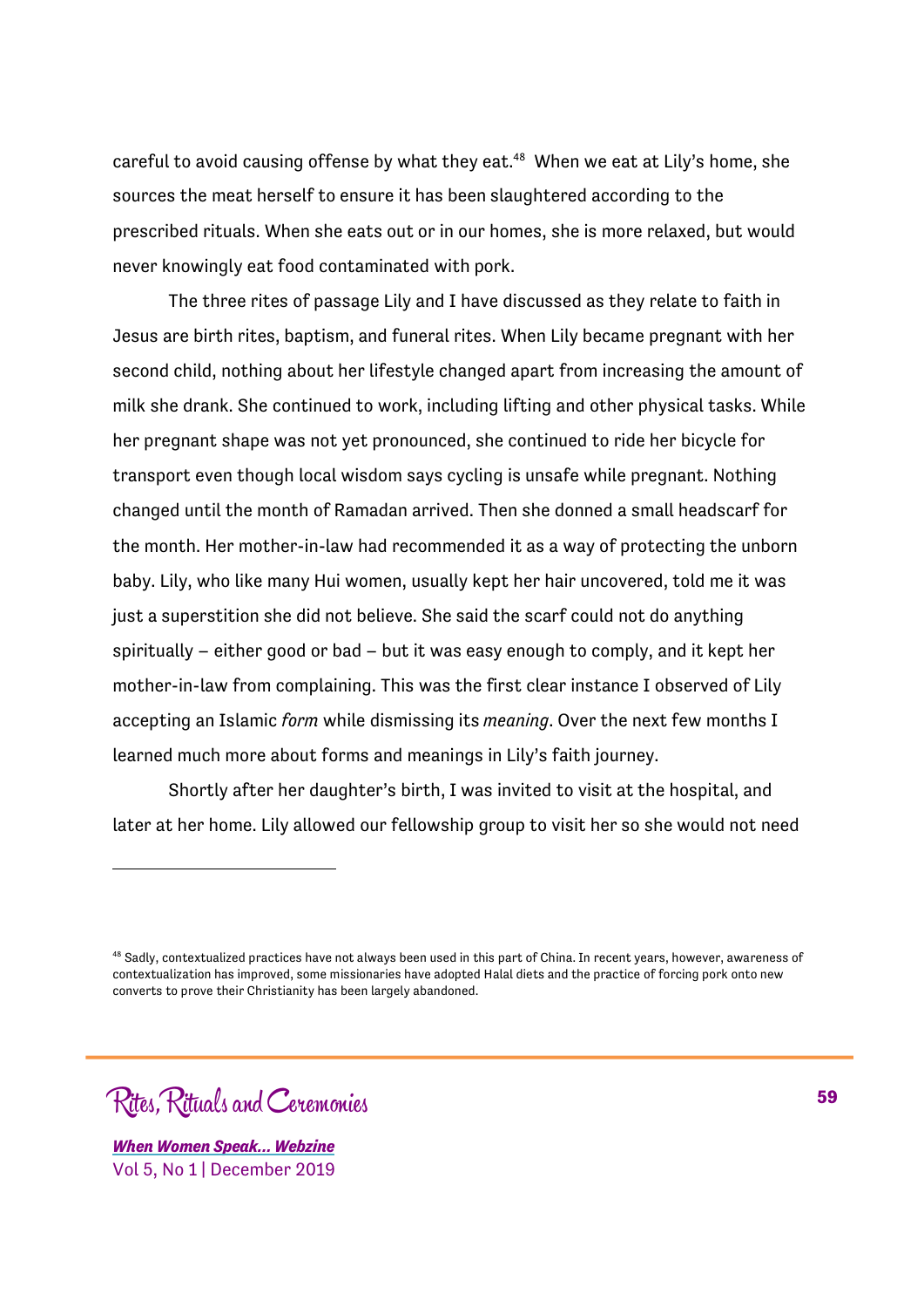careful to avoid causing offense by what they eat.[48] When we eat at Lily's home, she sources the meat herself to ensure it has been slaughtered according to the prescribed rituals. When she eats out or in our homes, she is more relaxed, but would never knowingly eat food contaminated with pork.

The three rites of passage Lily and I have discussed as they relate to faith in Jesus are birth rites, baptism, and funeral rites. When Lily became pregnant with her second child, nothing about her lifestyle changed apart from increasing the amount of milk she drank. She continued to work, including lifting and other physical tasks. While her pregnant shape was not yet pronounced, she continued to ride her bicycle for transport even though local wisdom says cycling is unsafe while pregnant. Nothing changed until the month of Ramadan arrived. Then she donned a small headscarf for the month. Her mother-in-law had recommended it as a way of protecting the unborn baby. Lily, who like many Hui women, usually kept her hair uncovered, told me it was just a superstition she did not believe. She said the scarf could not do anything spiritually – either good or bad – but it was easy enough to comply, and it kept her mother-in-law from complaining. This was the first clear instance I observed of Lily accepting an Islamic *form* while dismissing its *meaning*. Over the next few months I learned much more about forms and meanings in Lily's faith journey.

Shortly after her daughter's birth, I was invited to visit at the hospital, and later at her home. Lily allowed our fellowship group to visit her so she would not need

---

[48] Sadly, contextualized practices have not always been used in this part of China. In recent years, however, awareness of contextualization has improved, some missionaries have adopted Halal diets and the practice of forcing pork onto new converts to prove their Christianity has been largely abandoned.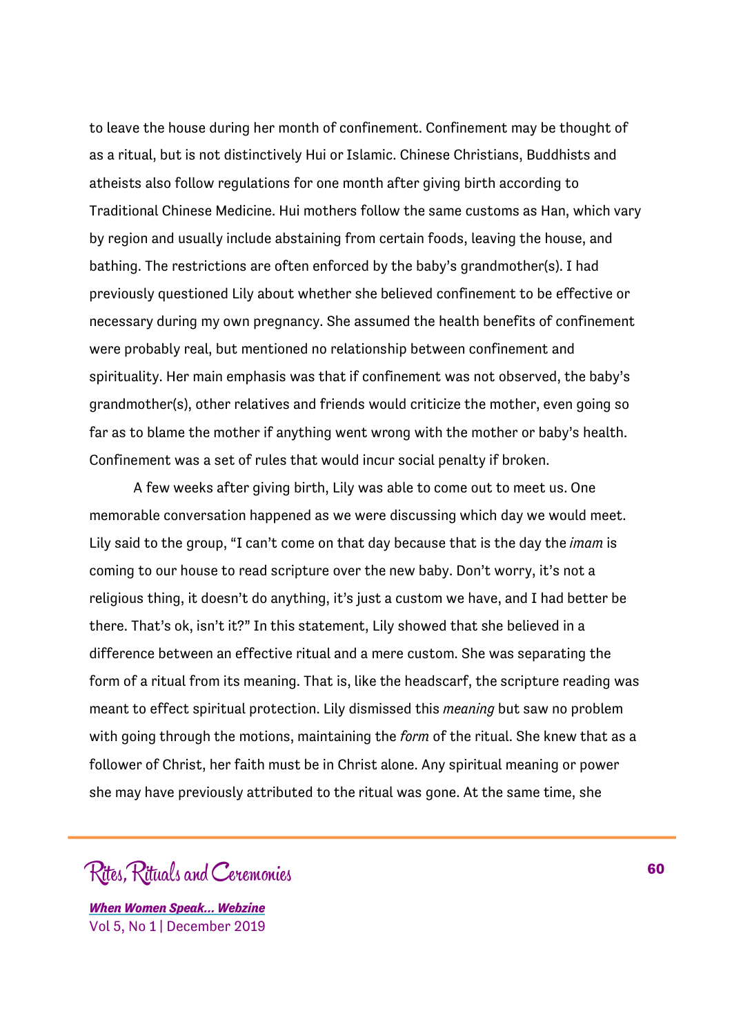to leave the house during her month of confinement. Confinement may be thought of as a ritual, but is not distinctively Hui or Islamic. Chinese Christians, Buddhists and atheists also follow regulations for one month after giving birth according to Traditional Chinese Medicine. Hui mothers follow the same customs as Han, which vary by region and usually include abstaining from certain foods, leaving the house, and bathing. The restrictions are often enforced by the baby's grandmother(s). I had previously questioned Lily about whether she believed confinement to be effective or necessary during my own pregnancy. She assumed the health benefits of confinement were probably real, but mentioned no relationship between confinement and spirituality. Her main emphasis was that if confinement was not observed, the baby's grandmother(s), other relatives and friends would criticize the mother, even going so far as to blame the mother if anything went wrong with the mother or baby's health. Confinement was a set of rules that would incur social penalty if broken.

A few weeks after giving birth, Lily was able to come out to meet us. One memorable conversation happened as we were discussing which day we would meet. Lily said to the group, "I can't come on that day because that is the day the *imam* is coming to our house to read scripture over the new baby. Don't worry, it's not a religious thing, it doesn't do anything, it's just a custom we have, and I had better be there. That's ok, isn't it?" In this statement, Lily showed that she believed in a difference between an effective ritual and a mere custom. She was separating the form of a ritual from its meaning. That is, like the headscarf, the scripture reading was meant to effect spiritual protection. Lily dismissed this *meaning* but saw no problem with going through the motions, maintaining the *form* of the ritual. She knew that as a follower of Christ, her faith must be in Christ alone. Any spiritual meaning or power she may have previously attributed to the ritual was gone. At the same time, she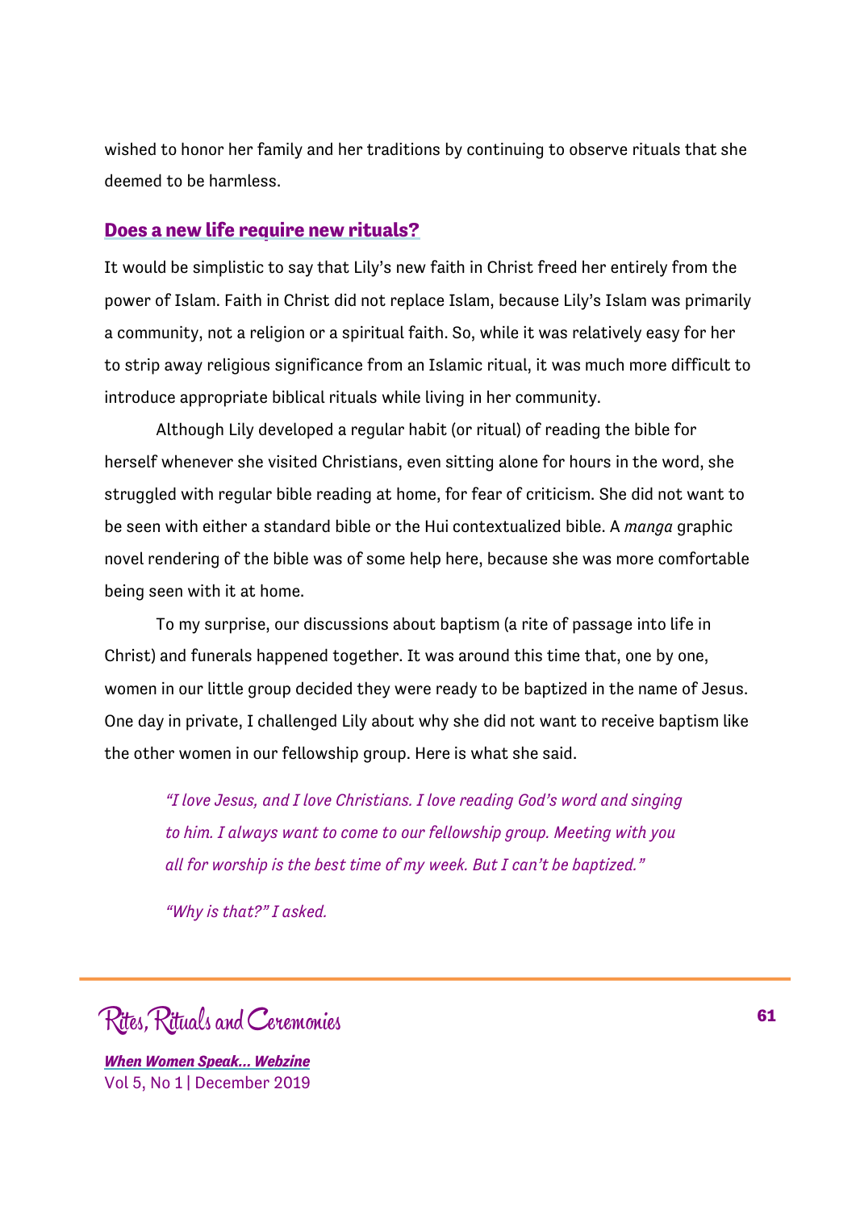wished to honor her family and her traditions by continuing to observe rituals that she deemed to be harmless.

## Does a new life require new rituals?

It would be simplistic to say that Lily's new faith in Christ freed her entirely from the power of Islam. Faith in Christ did not replace Islam, because Lily's Islam was primarily a community, not a religion or a spiritual faith. So, while it was relatively easy for her to strip away religious significance from an Islamic ritual, it was much more difficult to introduce appropriate biblical rituals while living in her community.

Although Lily developed a regular habit (or ritual) of reading the bible for herself whenever she visited Christians, even sitting alone for hours in the word, she struggled with regular bible reading at home, for fear of criticism. She did not want to be seen with either a standard bible or the Hui contextualized bible. A *manga* graphic novel rendering of the bible was of some help here, because she was more comfortable being seen with it at home.

To my surprise, our discussions about baptism (a rite of passage into life in Christ) and funerals happened together. It was around this time that, one by one, women in our little group decided they were ready to be baptized in the name of Jesus. One day in private, I challenged Lily about why she did not want to receive baptism like the other women in our fellowship group. Here is what she said.

> *"I love Jesus, and I love Christians. I love reading God's word and singing to him. I always want to come to our fellowship group. Meeting with you all for worship is the best time of my week. But I can't be baptized."*
>
> *"Why is that?" I asked.*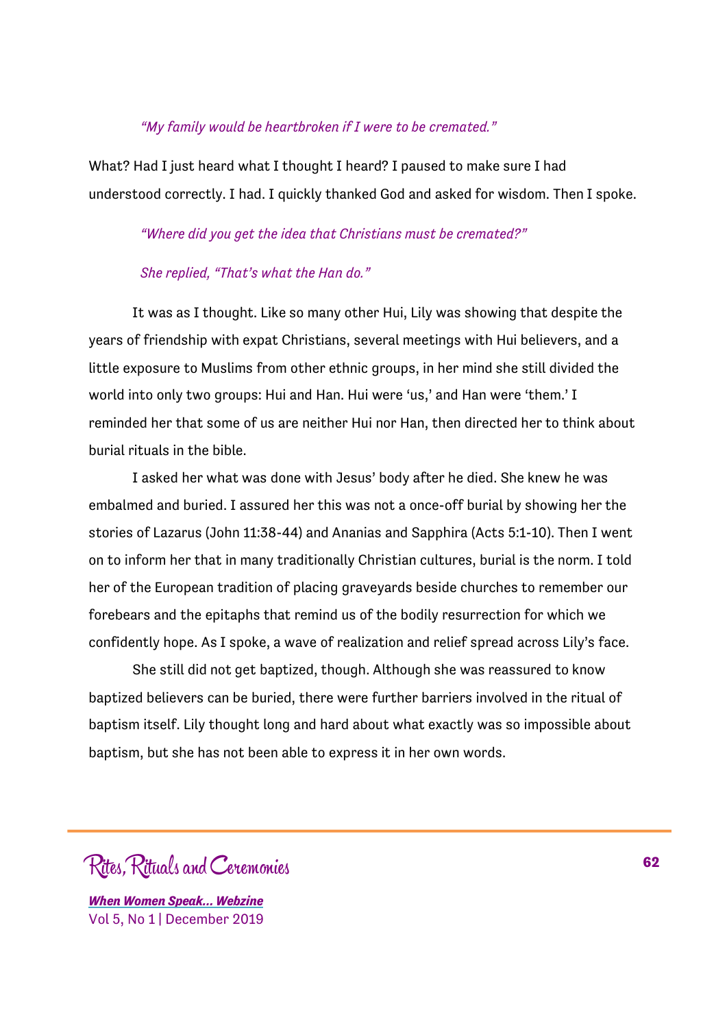*"My family would be heartbroken if I were to be cremated."*

What? Had I just heard what I thought I heard? I paused to make sure I had understood correctly. I had. I quickly thanked God and asked for wisdom. Then I spoke.

*"Where did you get the idea that Christians must be cremated?"*

*She replied, "That's what the Han do."*

It was as I thought. Like so many other Hui, Lily was showing that despite the years of friendship with expat Christians, several meetings with Hui believers, and a little exposure to Muslims from other ethnic groups, in her mind she still divided the world into only two groups: Hui and Han. Hui were 'us,' and Han were 'them.' I reminded her that some of us are neither Hui nor Han, then directed her to think about burial rituals in the bible.

I asked her what was done with Jesus' body after he died. She knew he was embalmed and buried. I assured her this was not a once-off burial by showing her the stories of Lazarus (John 11:38-44) and Ananias and Sapphira (Acts 5:1-10). Then I went on to inform her that in many traditionally Christian cultures, burial is the norm. I told her of the European tradition of placing graveyards beside churches to remember our forebears and the epitaphs that remind us of the bodily resurrection for which we confidently hope. As I spoke, a wave of realization and relief spread across Lily's face.

She still did not get baptized, though. Although she was reassured to know baptized believers can be buried, there were further barriers involved in the ritual of baptism itself. Lily thought long and hard about what exactly was so impossible about baptism, but she has not been able to express it in her own words.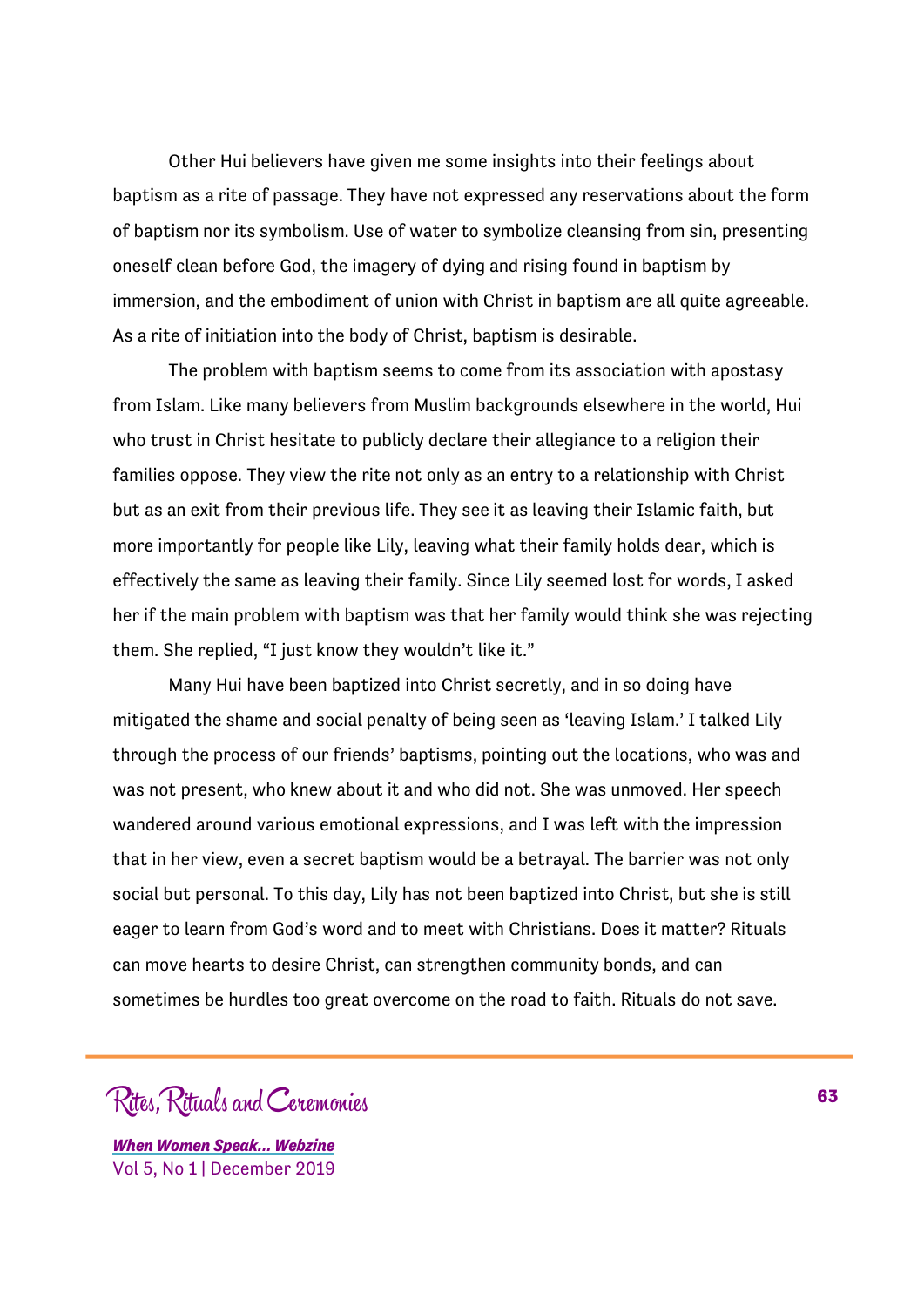Other Hui believers have given me some insights into their feelings about baptism as a rite of passage. They have not expressed any reservations about the form of baptism nor its symbolism. Use of water to symbolize cleansing from sin, presenting oneself clean before God, the imagery of dying and rising found in baptism by immersion, and the embodiment of union with Christ in baptism are all quite agreeable. As a rite of initiation into the body of Christ, baptism is desirable.

The problem with baptism seems to come from its association with apostasy from Islam. Like many believers from Muslim backgrounds elsewhere in the world, Hui who trust in Christ hesitate to publicly declare their allegiance to a religion their families oppose. They view the rite not only as an entry to a relationship with Christ but as an exit from their previous life. They see it as leaving their Islamic faith, but more importantly for people like Lily, leaving what their family holds dear, which is effectively the same as leaving their family. Since Lily seemed lost for words, I asked her if the main problem with baptism was that her family would think she was rejecting them. She replied, "I just know they wouldn't like it."

Many Hui have been baptized into Christ secretly, and in so doing have mitigated the shame and social penalty of being seen as 'leaving Islam.' I talked Lily through the process of our friends' baptisms, pointing out the locations, who was and was not present, who knew about it and who did not. She was unmoved. Her speech wandered around various emotional expressions, and I was left with the impression that in her view, even a secret baptism would be a betrayal. The barrier was not only social but personal. To this day, Lily has not been baptized into Christ, but she is still eager to learn from God's word and to meet with Christians. Does it matter? Rituals can move hearts to desire Christ, can strengthen community bonds, and can sometimes be hurdles too great overcome on the road to faith. Rituals do not save.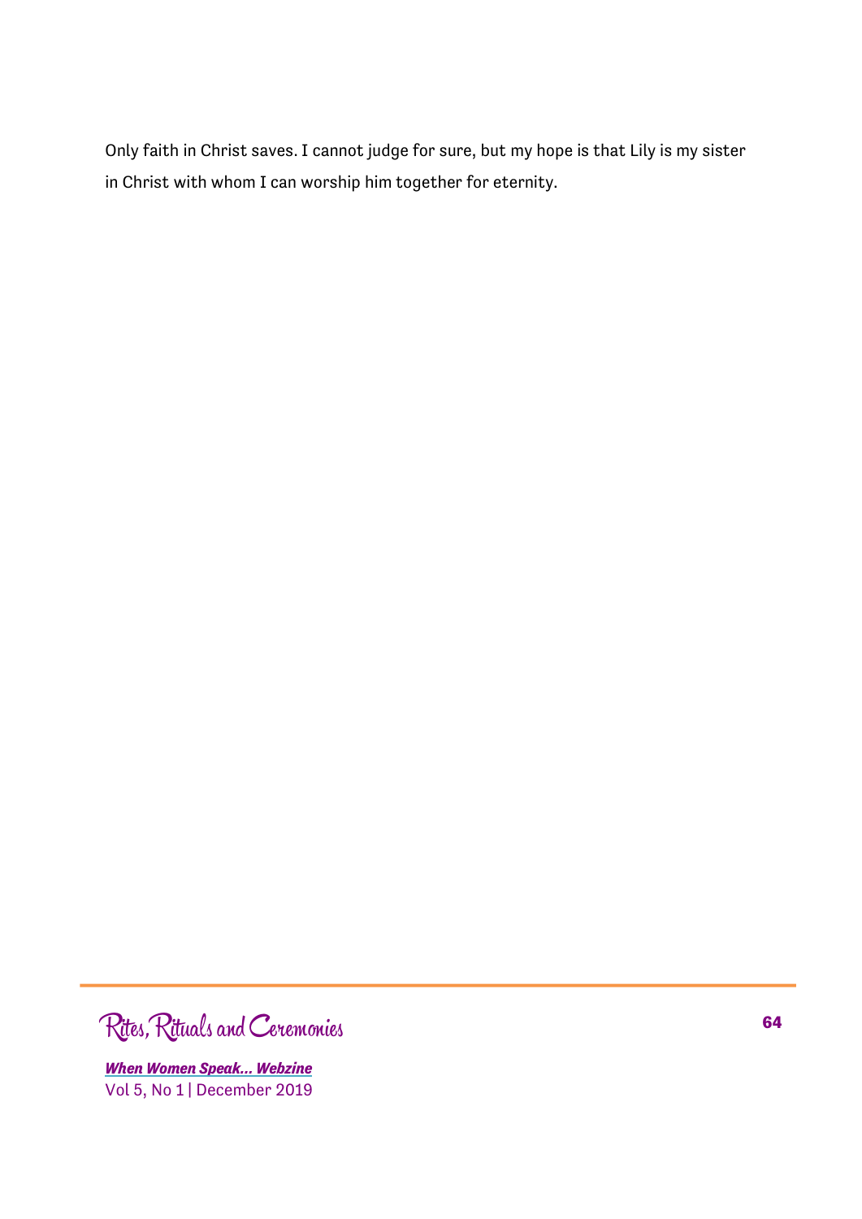Only faith in Christ saves. I cannot judge for sure, but my hope is that Lily is my sister in Christ with whom I can worship him together for eternity.